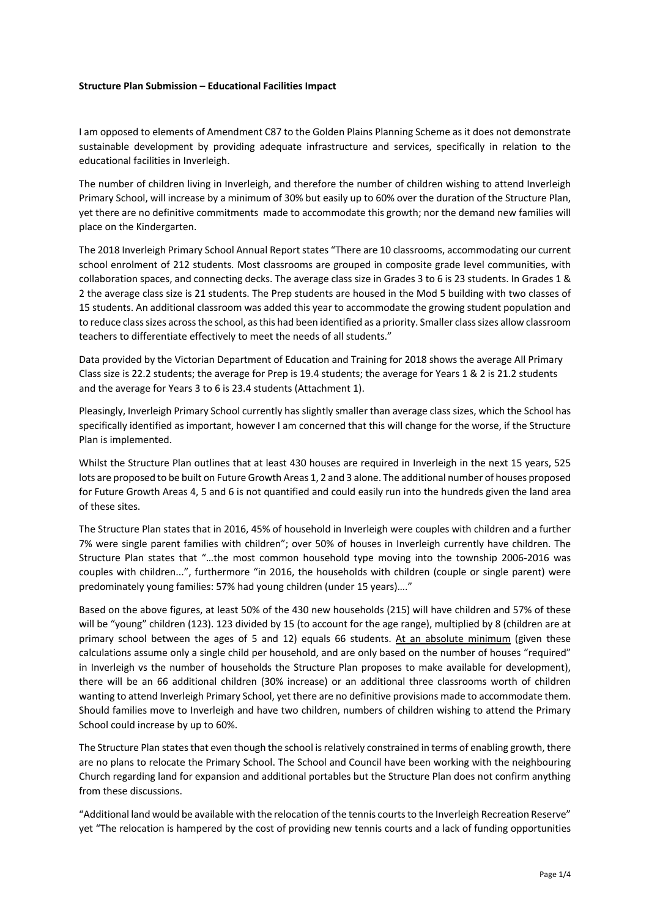**Structure Plan Submission – Educational Facilities Impact**

I am opposed to elements of Amendment C87 to the Golden Plains Planning Scheme as it does not demonstrate sustainable development by providing adequate infrastructure and services, specifically in relation to the educational facilities in Inverleigh.

The number of children living in Inverleigh, and therefore the number of children wishing to attend Inverleigh Primary School, will increase by a minimum of 30% but easily up to 60% over the duration of the Structure Plan, yet there are no definitive commitments made to accommodate this growth; nor the demand new families will place on the Kindergarten.

The 2018 Inverleigh Primary School Annual Report states "There are 10 classrooms, accommodating our current school enrolment of 212 students. Most classrooms are grouped in composite grade level communities, with collaboration spaces, and connecting decks. The average class size in Grades 3 to 6 is 23 students. In Grades 1 & 2 the average class size is 21 students. The Prep students are housed in the Mod 5 building with two classes of 15 students. An additional classroom was added this year to accommodate the growing student population and to reduce class sizes across the school, as this had been identified as a priority. Smaller class sizes allow classroom teachers to differentiate effectively to meet the needs of all students."

Data provided by the Victorian Department of Education and Training for 2018 shows the average All Primary Class size is 22.2 students; the average for Prep is 19.4 students; the average for Years 1 & 2 is 21.2 students and the average for Years 3 to 6 is 23.4 students (Attachment 1).

Pleasingly, Inverleigh Primary School currently has slightly smaller than average class sizes, which the School has specifically identified as important, however I am concerned that this will change for the worse, if the Structure Plan is implemented.

Whilst the Structure Plan outlines that at least 430 houses are required in Inverleigh in the next 15 years, 525 lots are proposed to be built on Future Growth Areas 1, 2 and 3 alone. The additional number of houses proposed for Future Growth Areas 4, 5 and 6 is not quantified and could easily run into the hundreds given the land area of these sites.

The Structure Plan states that in 2016, 45% of household in Inverleigh were couples with children and a further 7% were single parent families with children"; over 50% of houses in Inverleigh currently have children. The Structure Plan states that "…the most common household type moving into the township 2006-2016 was couples with children...", furthermore "in 2016, the households with children (couple or single parent) were predominately young families: 57% had young children (under 15 years)…."

Based on the above figures, at least 50% of the 430 new households (215) will have children and 57% of these will be "young" children (123). 123 divided by 15 (to account for the age range), multiplied by 8 (children are at primary school between the ages of 5 and 12) equals 66 students. <u>At an absolute minimum</u> (given these calculations assume only a single child per household, and are only based on the number of houses "required" in Inverleigh vs the number of households the Structure Plan proposes to make available for development), there will be an 66 additional children (30% increase) or an additional three classrooms worth of children wanting to attend Inverleigh Primary School, yet there are no definitive provisions made to accommodate them. Should families move to Inverleigh and have two children, numbers of children wishing to attend the Primary School could increase by up to 60%.

The Structure Plan states that even though the school is relatively constrained in terms of enabling growth, there are no plans to relocate the Primary School. The School and Council have been working with the neighbouring Church regarding land for expansion and additional portables but the Structure Plan does not confirm anything from these discussions.

"Additional land would be available with the relocation of the tennis courts to the Inverleigh Recreation Reserve" yet "The relocation is hampered by the cost of providing new tennis courts and a lack of funding opportunities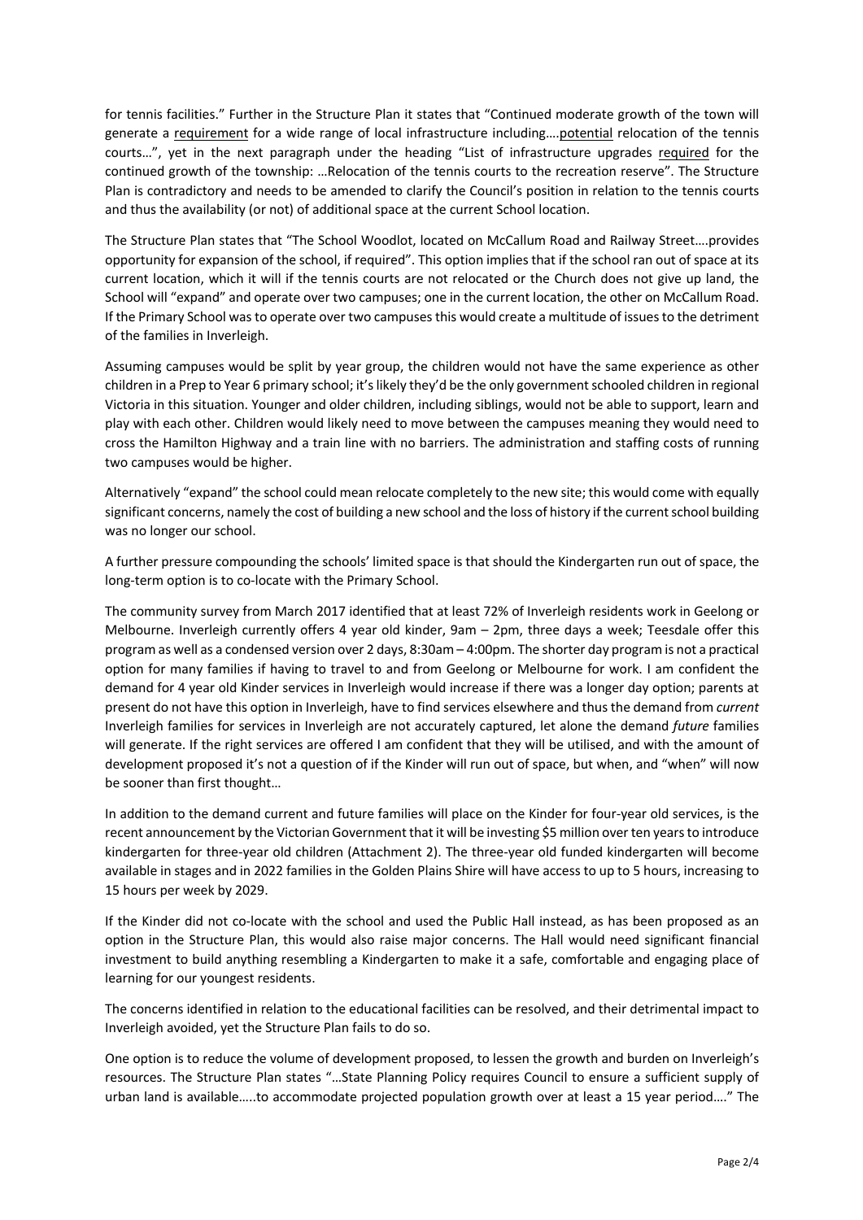for tennis facilities." Further in the Structure Plan it states that "Continued moderate growth of the town will generate a requirement for a wide range of local infrastructure including….potential relocation of the tennis courts…", yet in the next paragraph under the heading "List of infrastructure upgrades required for the continued growth of the township: …Relocation of the tennis courts to the recreation reserve". The Structure Plan is contradictory and needs to be amended to clarify the Council's position in relation to the tennis courts and thus the availability (or not) of additional space at the current School location.

The Structure Plan states that "The School Woodlot, located on McCallum Road and Railway Street….provides opportunity for expansion of the school, if required". This option implies that if the school ran out of space at its current location, which it will if the tennis courts are not relocated or the Church does not give up land, the School will "expand" and operate over two campuses; one in the current location, the other on McCallum Road. If the Primary School was to operate over two campuses this would create a multitude of issues to the detriment of the families in Inverleigh.

Assuming campuses would be split by year group, the children would not have the same experience as other children in a Prep to Year 6 primary school; it's likely they'd be the only government schooled children in regional Victoria in this situation. Younger and older children, including siblings, would not be able to support, learn and play with each other. Children would likely need to move between the campuses meaning they would need to cross the Hamilton Highway and a train line with no barriers. The administration and staffing costs of running two campuses would be higher.

Alternatively "expand" the school could mean relocate completely to the new site; this would come with equally significant concerns, namely the cost of building a new school and the loss of history if the current school building was no longer our school.

A further pressure compounding the schools' limited space is that should the Kindergarten run out of space, the long-term option is to co-locate with the Primary School.

The community survey from March 2017 identified that at least 72% of Inverleigh residents work in Geelong or Melbourne. Inverleigh currently offers 4 year old kinder, 9am – 2pm, three days a week; Teesdale offer this program as well as a condensed version over 2 days, 8:30am – 4:00pm. The shorter day program is not a practical option for many families if having to travel to and from Geelong or Melbourne for work. I am confident the demand for 4 year old Kinder services in Inverleigh would increase if there was a longer day option; parents at present do not have this option in Inverleigh, have to find services elsewhere and thus the demand from *current* Inverleigh families for services in Inverleigh are not accurately captured, let alone the demand *future* families will generate. If the right services are offered I am confident that they will be utilised, and with the amount of development proposed it's not a question of if the Kinder will run out of space, but when, and "when" will now be sooner than first thought…

In addition to the demand current and future families will place on the Kinder for four-year old services, is the recent announcement by the Victorian Government that it will be investing $5 million over ten years to introduce kindergarten for three-year old children (Attachment 2). The three-year old funded kindergarten will become available in stages and in 2022 families in the Golden Plains Shire will have access to up to 5 hours, increasing to 15 hours per week by 2029.

If the Kinder did not co-locate with the school and used the Public Hall instead, as has been proposed as an option in the Structure Plan, this would also raise major concerns. The Hall would need significant financial investment to build anything resembling a Kindergarten to make it a safe, comfortable and engaging place of learning for our youngest residents.

The concerns identified in relation to the educational facilities can be resolved, and their detrimental impact to Inverleigh avoided, yet the Structure Plan fails to do so.

One option is to reduce the volume of development proposed, to lessen the growth and burden on Inverleigh's resources. The Structure Plan states "…State Planning Policy requires Council to ensure a sufficient supply of urban land is available…..to accommodate projected population growth over at least a 15 year period…." The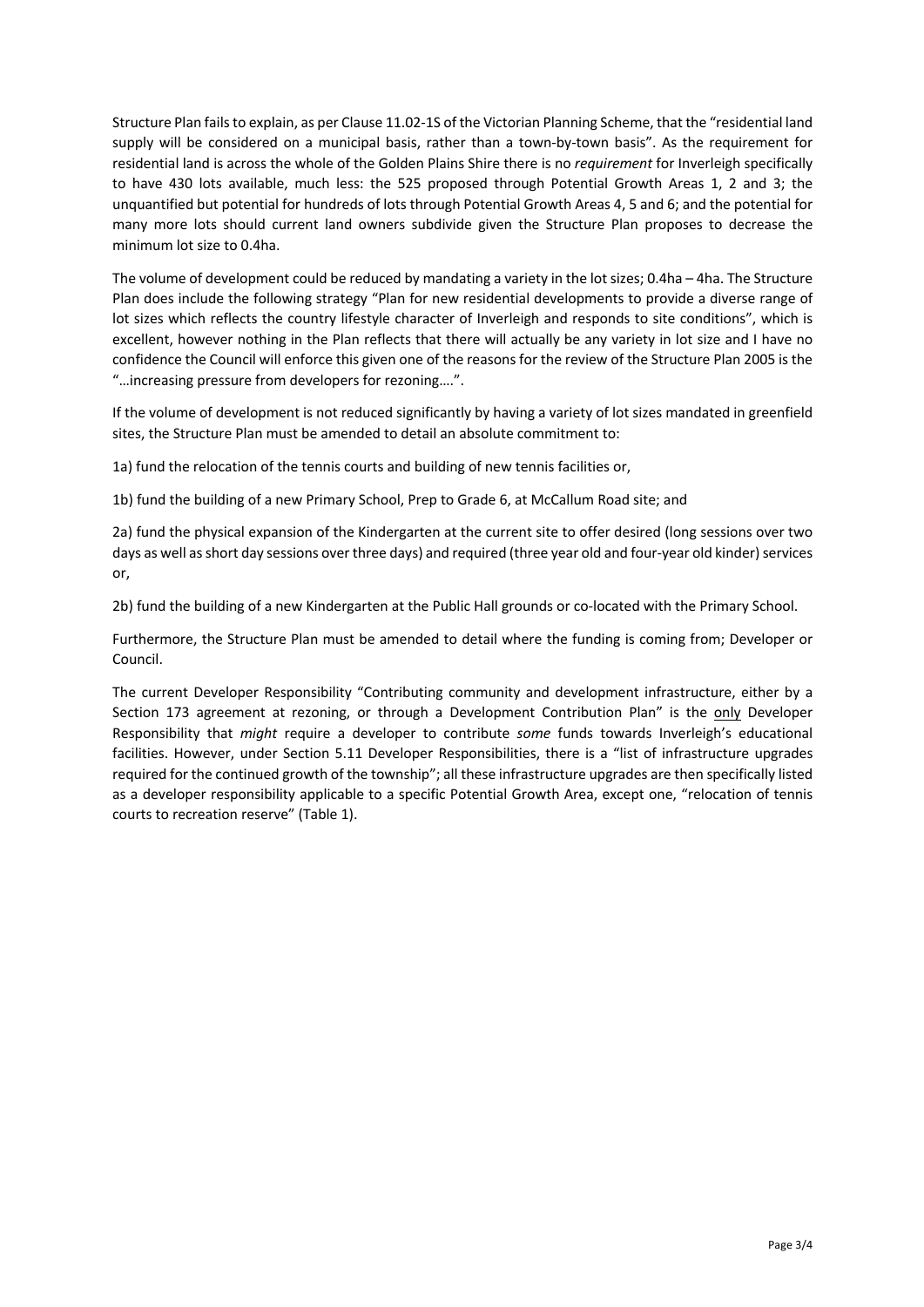Structure Plan fails to explain, as per Clause 11.02-1S of the Victorian Planning Scheme, that the "residential land supply will be considered on a municipal basis, rather than a town-by-town basis". As the requirement for residential land is across the whole of the Golden Plains Shire there is no *requirement* for Inverleigh specifically to have 430 lots available, much less: the 525 proposed through Potential Growth Areas 1, 2 and 3; the unquantified but potential for hundreds of lots through Potential Growth Areas 4, 5 and 6; and the potential for many more lots should current land owners subdivide given the Structure Plan proposes to decrease the minimum lot size to 0.4ha.

The volume of development could be reduced by mandating a variety in the lot sizes; 0.4ha – 4ha. The Structure Plan does include the following strategy "Plan for new residential developments to provide a diverse range of lot sizes which reflects the country lifestyle character of Inverleigh and responds to site conditions", which is excellent, however nothing in the Plan reflects that there will actually be any variety in lot size and I have no confidence the Council will enforce this given one of the reasons for the review of the Structure Plan 2005 is the "…increasing pressure from developers for rezoning….".

If the volume of development is not reduced significantly by having a variety of lot sizes mandated in greenfield sites, the Structure Plan must be amended to detail an absolute commitment to:

1a) fund the relocation of the tennis courts and building of new tennis facilities or,

1b) fund the building of a new Primary School, Prep to Grade 6, at McCallum Road site; and

2a) fund the physical expansion of the Kindergarten at the current site to offer desired (long sessions over two days as well as short day sessions over three days) and required (three year old and four-year old kinder) services or,

2b) fund the building of a new Kindergarten at the Public Hall grounds or co-located with the Primary School.

Furthermore, the Structure Plan must be amended to detail where the funding is coming from; Developer or Council.

The current Developer Responsibility "Contributing community and development infrastructure, either by a Section 173 agreement at rezoning, or through a Development Contribution Plan" is the only Developer Responsibility that *might* require a developer to contribute *some* funds towards Inverleigh's educational facilities. However, under Section 5.11 Developer Responsibilities, there is a "list of infrastructure upgrades required for the continued growth of the township"; all these infrastructure upgrades are then specifically listed as a developer responsibility applicable to a specific Potential Growth Area, except one, "relocation of tennis courts to recreation reserve" (Table 1).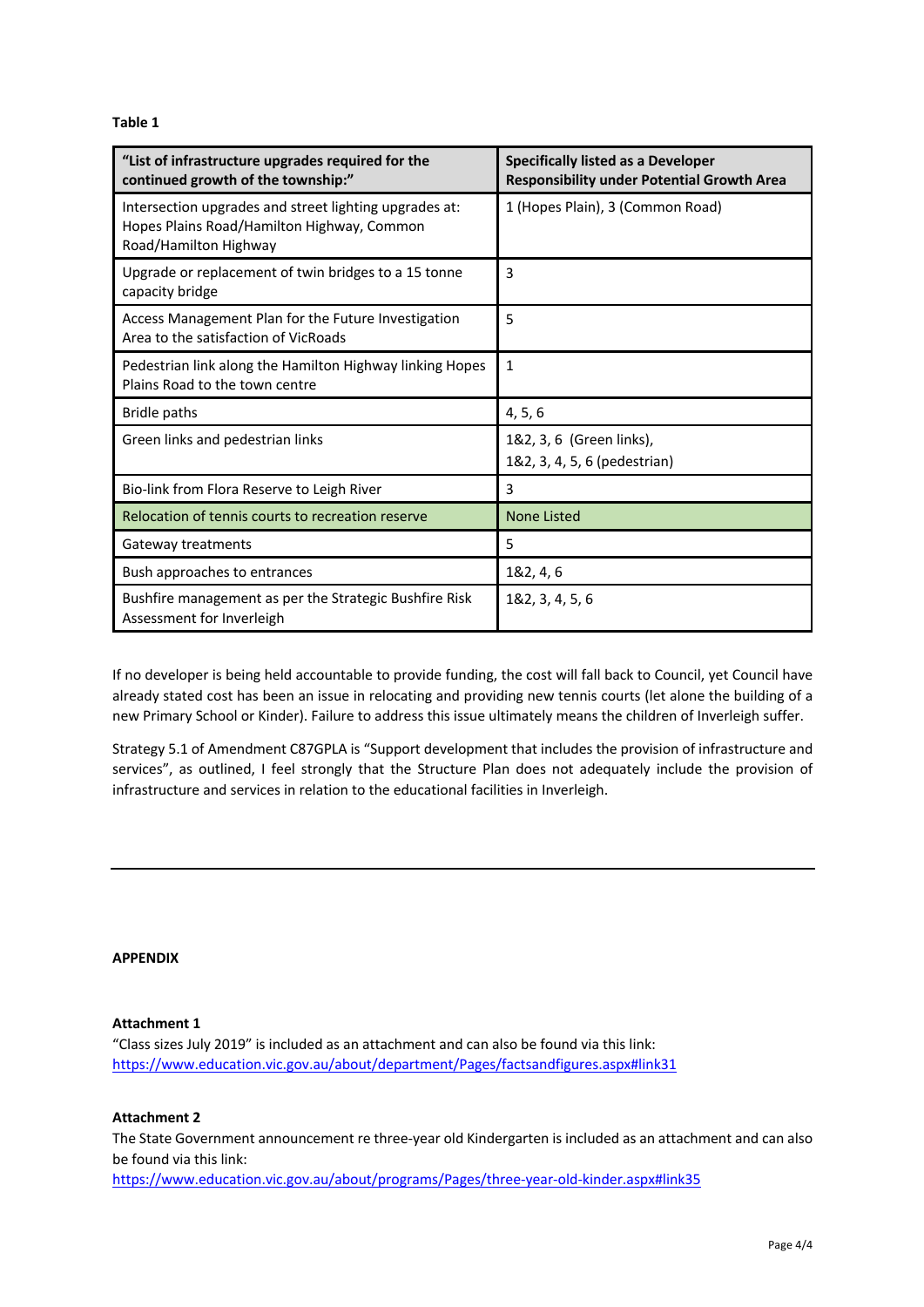**Table 1**

| "List of infrastructure upgrades required for the continued growth of the township:" | Specifically listed as a Developer Responsibility under Potential Growth Area |
|---|---|
| Intersection upgrades and street lighting upgrades at: Hopes Plains Road/Hamilton Highway, Common Road/Hamilton Highway | 1 (Hopes Plain), 3 (Common Road) |
| Upgrade or replacement of twin bridges to a 15 tonne capacity bridge | 3 |
| Access Management Plan for the Future Investigation Area to the satisfaction of VicRoads | 5 |
| Pedestrian link along the Hamilton Highway linking Hopes Plains Road to the town centre | 1 |
| Bridle paths | 4, 5, 6 |
| Green links and pedestrian links | 1&2, 3, 6 (Green links), 1&2, 3, 4, 5, 6 (pedestrian) |
| Bio-link from Flora Reserve to Leigh River | 3 |
| Relocation of tennis courts to recreation reserve | None Listed |
| Gateway treatments | 5 |
| Bush approaches to entrances | 1&2, 4, 6 |
| Bushfire management as per the Strategic Bushfire Risk Assessment for Inverleigh | 1&2, 3, 4, 5, 6 |

If no developer is being held accountable to provide funding, the cost will fall back to Council, yet Council have already stated cost has been an issue in relocating and providing new tennis courts (let alone the building of a new Primary School or Kinder). Failure to address this issue ultimately means the children of Inverleigh suffer.

Strategy 5.1 of Amendment C87GPLA is "Support development that includes the provision of infrastructure and services", as outlined, I feel strongly that the Structure Plan does not adequately include the provision of infrastructure and services in relation to the educational facilities in Inverleigh.

---

**APPENDIX**

**Attachment 1**

"Class sizes July 2019" is included as an attachment and can also be found via this link:
https://www.education.vic.gov.au/about/department/Pages/factsandfigures.aspx#link31

**Attachment 2**

The State Government announcement re three-year old Kindergarten is included as an attachment and can also be found via this link:
https://www.education.vic.gov.au/about/programs/Pages/three-year-old-kinder.aspx#link35